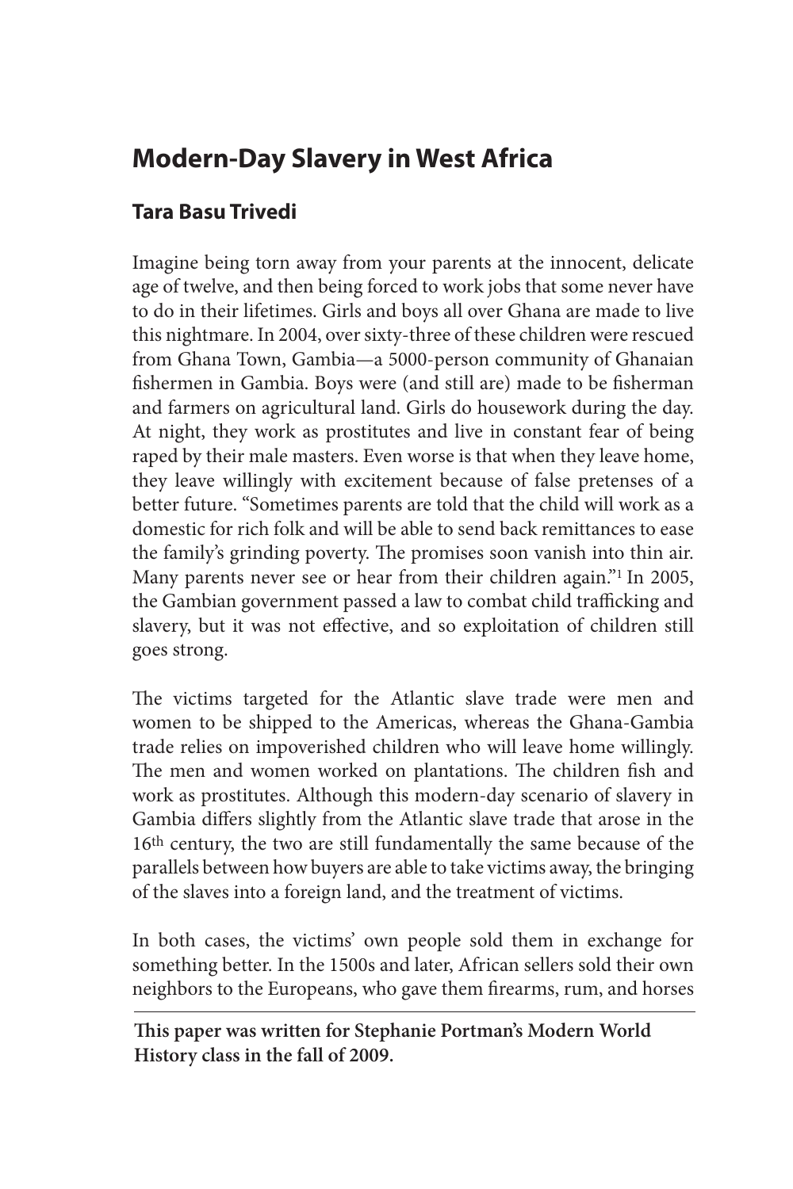# Modern-Day Slavery in West Africa

## Tara Basu Trivedi

Imagine being torn away from your parents at the innocent, delicate age of twelve, and then being forced to work jobs that some never have to do in their lifetimes. Girls and boys all over Ghana are made to live this nightmare. In 2004, over sixty-three of these children were rescued from Ghana Town, Gambia—a 5000-person community of Ghanaian fishermen in Gambia. Boys were (and still are) made to be fisherman and farmers on agricultural land. Girls do housework during the day. At night, they work as prostitutes and live in constant fear of being raped by their male masters. Even worse is that when they leave home, they leave willingly with excitement because of false pretenses of a better future. "Sometimes parents are told that the child will work as a domestic for rich folk and will be able to send back remittances to ease the family's grinding poverty. The promises soon vanish into thin air. Many parents never see or hear from their children again."[1] In 2005, the Gambian government passed a law to combat child trafficking and slavery, but it was not effective, and so exploitation of children still goes strong.

The victims targeted for the Atlantic slave trade were men and women to be shipped to the Americas, whereas the Ghana-Gambia trade relies on impoverished children who will leave home willingly. The men and women worked on plantations. The children fish and work as prostitutes. Although this modern-day scenario of slavery in Gambia differs slightly from the Atlantic slave trade that arose in the 16th century, the two are still fundamentally the same because of the parallels between how buyers are able to take victims away, the bringing of the slaves into a foreign land, and the treatment of victims.

In both cases, the victims' own people sold them in exchange for something better. In the 1500s and later, African sellers sold their own neighbors to the Europeans, who gave them firearms, rum, and horses

**This paper was written for Stephanie Portman's Modern World History class in the fall of 2009.**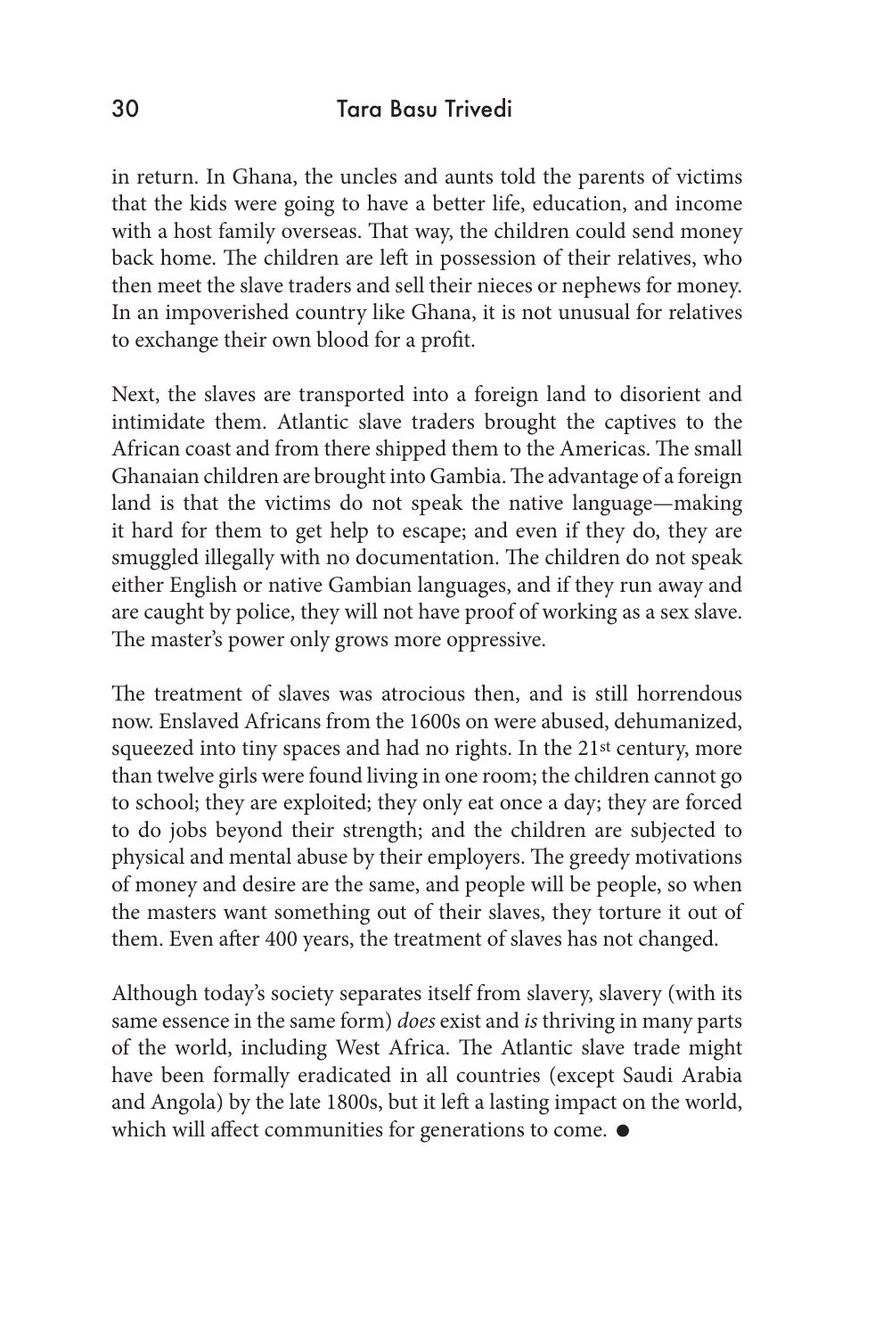in return. In Ghana, the uncles and aunts told the parents of victims that the kids were going to have a better life, education, and income with a host family overseas. That way, the children could send money back home. The children are left in possession of their relatives, who then meet the slave traders and sell their nieces or nephews for money. In an impoverished country like Ghana, it is not unusual for relatives to exchange their own blood for a profit.

Next, the slaves are transported into a foreign land to disorient and intimidate them. Atlantic slave traders brought the captives to the African coast and from there shipped them to the Americas. The small Ghanaian children are brought into Gambia. The advantage of a foreign land is that the victims do not speak the native language—making it hard for them to get help to escape; and even if they do, they are smuggled illegally with no documentation. The children do not speak either English or native Gambian languages, and if they run away and are caught by police, they will not have proof of working as a sex slave. The master's power only grows more oppressive.

The treatment of slaves was atrocious then, and is still horrendous now. Enslaved Africans from the 1600s on were abused, dehumanized, squeezed into tiny spaces and had no rights. In the 21st century, more than twelve girls were found living in one room; the children cannot go to school; they are exploited; they only eat once a day; they are forced to do jobs beyond their strength; and the children are subjected to physical and mental abuse by their employers. The greedy motivations of money and desire are the same, and people will be people, so when the masters want something out of their slaves, they torture it out of them. Even after 400 years, the treatment of slaves has not changed.

Although today's society separates itself from slavery, slavery (with its same essence in the same form) *does* exist and *is* thriving in many parts of the world, including West Africa. The Atlantic slave trade might have been formally eradicated in all countries (except Saudi Arabia and Angola) by the late 1800s, but it left a lasting impact on the world, which will affect communities for generations to come. ●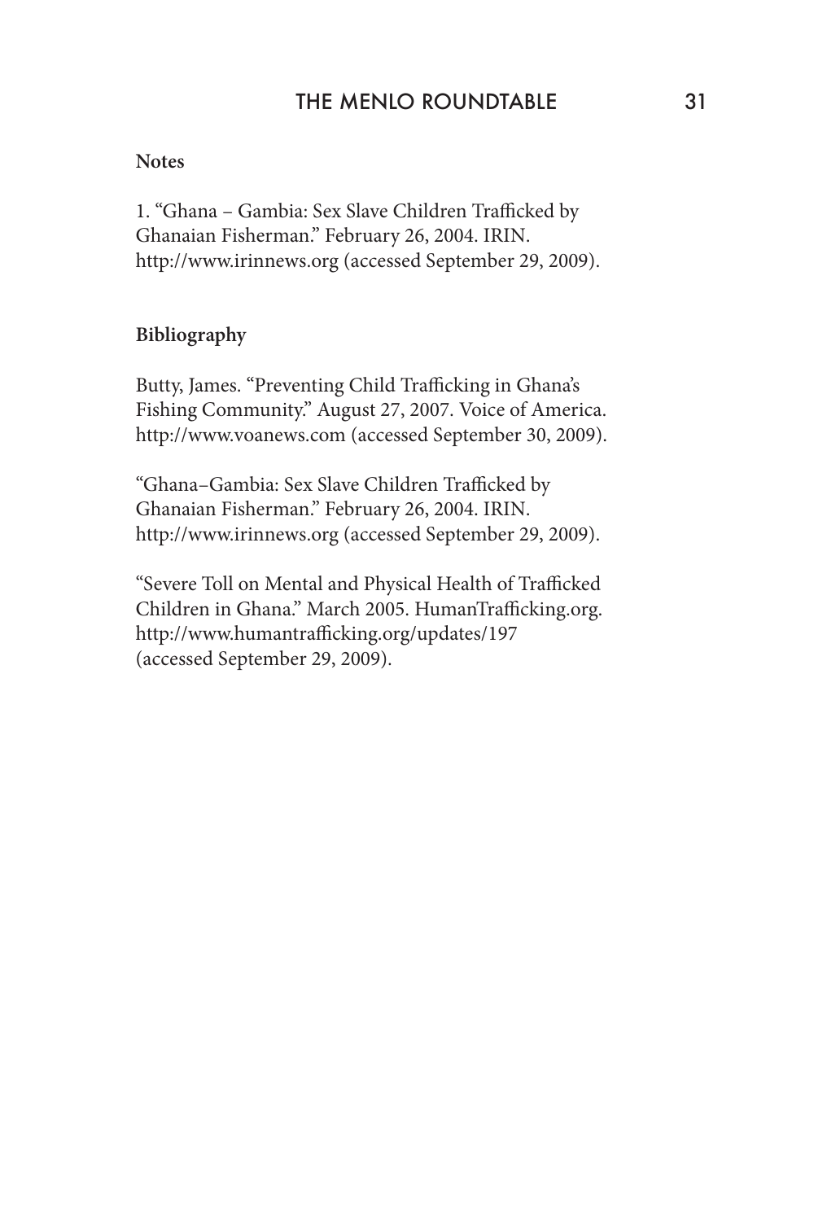**Notes**

1. "Ghana – Gambia: Sex Slave Children Trafficked by Ghanaian Fisherman." February 26, 2004. IRIN. http://www.irinnews.org (accessed September 29, 2009).

**Bibliography**

Butty, James. "Preventing Child Trafficking in Ghana's Fishing Community." August 27, 2007. Voice of America. http://www.voanews.com (accessed September 30, 2009).

"Ghana–Gambia: Sex Slave Children Trafficked by Ghanaian Fisherman." February 26, 2004. IRIN. http://www.irinnews.org (accessed September 29, 2009).

"Severe Toll on Mental and Physical Health of Trafficked Children in Ghana." March 2005. HumanTrafficking.org. http://www.humantrafficking.org/updates/197 (accessed September 29, 2009).